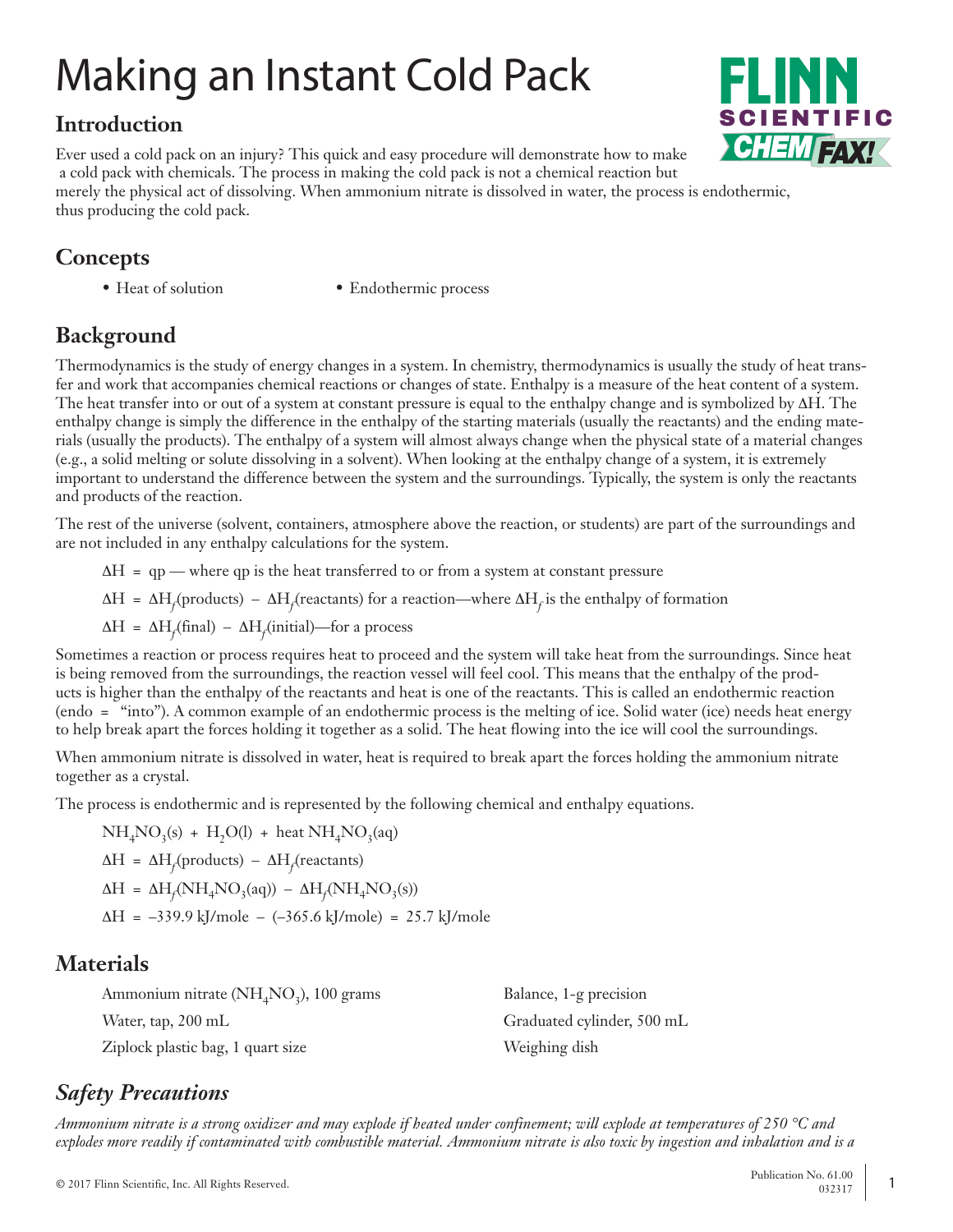# Making an Instant Cold Pack

## Introduction

Ever used a cold pack on an injury? This quick and easy procedure will demonstrate how to make a cold pack with chemicals. The process in making the cold pack is not a chemical reaction but merely the physical act of dissolving. When ammonium nitrate is dissolved in water, the process is endothermic, thus producing the cold pack.

## Concepts

- Heat of solution
- Endothermic process

## Background

Thermodynamics is the study of energy changes in a system. In chemistry, thermodynamics is usually the study of heat transfer and work that accompanies chemical reactions or changes of state. Enthalpy is a measure of the heat content of a system. The heat transfer into or out of a system at constant pressure is equal to the enthalpy change and is symbolized by $\Delta H$. The enthalpy change is simply the difference in the enthalpy of the starting materials (usually the reactants) and the ending materials (usually the products). The enthalpy of a system will almost always change when the physical state of a material changes (e.g., a solid melting or solute dissolving in a solvent). When looking at the enthalpy change of a system, it is extremely important to understand the difference between the system and the surroundings. Typically, the system is only the reactants and products of the reaction.

The rest of the universe (solvent, containers, atmosphere above the reaction, or students) are part of the surroundings and are not included in any enthalpy calculations for the system.

$\Delta H = qp$ — where qp is the heat transferred to or from a system at constant pressure

$\Delta H = \Delta H_f(\text{products}) - \Delta H_f(\text{reactants})$ for a reaction—where $\Delta H_f$ is the enthalpy of formation

$\Delta H = \Delta H_f(\text{final}) - \Delta H_f(\text{initial})$—for a process

Sometimes a reaction or process requires heat to proceed and the system will take heat from the surroundings. Since heat is being removed from the surroundings, the reaction vessel will feel cool. This means that the enthalpy of the products is higher than the enthalpy of the reactants and heat is one of the reactants. This is called an endothermic reaction (endo = "into"). A common example of an endothermic process is the melting of ice. Solid water (ice) needs heat energy to help break apart the forces holding it together as a solid. The heat flowing into the ice will cool the surroundings.

When ammonium nitrate is dissolved in water, heat is required to break apart the forces holding the ammonium nitrate together as a crystal.

The process is endothermic and is represented by the following chemical and enthalpy equations.

$$NH_4NO_3(s) + H_2O(l) + \text{heat } NH_4NO_3(aq)$$

$$\Delta H = \Delta H_f(\text{products}) - \Delta H_f(\text{reactants})$$

$$\Delta H = \Delta H_f(NH_4NO_3(aq)) - \Delta H_f(NH_4NO_3(s))$$

$$\Delta H = -339.9 \text{ kJ/mole} - (-365.6 \text{ kJ/mole}) = 25.7 \text{ kJ/mole}$$

## Materials

- Ammonium nitrate ($NH_4NO_3$), 100 grams
- Water, tap, 200 mL
- Ziplock plastic bag, 1 quart size
- Balance, 1-g precision
- Graduated cylinder, 500 mL
- Weighing dish

## *Safety Precautions*

*Ammonium nitrate is a strong oxidizer and may explode if heated under confinement; will explode at temperatures of 250 °C and explodes more readily if contaminated with combustible material. Ammonium nitrate is also toxic by ingestion and inhalation and is a*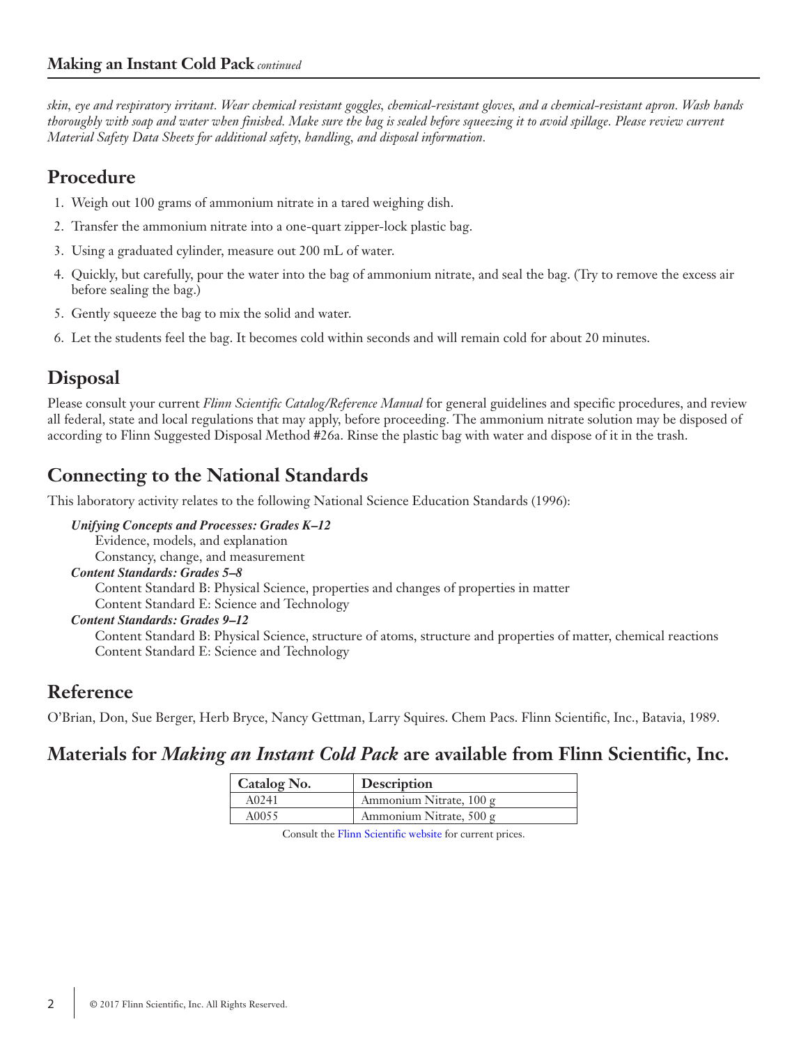*skin, eye and respiratory irritant. Wear chemical resistant goggles, chemical-resistant gloves, and a chemical-resistant apron. Wash hands thoroughly with soap and water when finished. Make sure the bag is sealed before squeezing it to avoid spillage. Please review current Material Safety Data Sheets for additional safety, handling, and disposal information.*

## Procedure

1. Weigh out 100 grams of ammonium nitrate in a tared weighing dish.
2. Transfer the ammonium nitrate into a one-quart zipper-lock plastic bag.
3. Using a graduated cylinder, measure out 200 mL of water.
4. Quickly, but carefully, pour the water into the bag of ammonium nitrate, and seal the bag. (Try to remove the excess air before sealing the bag.)
5. Gently squeeze the bag to mix the solid and water.
6. Let the students feel the bag. It becomes cold within seconds and will remain cold for about 20 minutes.

## Disposal

Please consult your current *Flinn Scientific Catalog/Reference Manual* for general guidelines and specific procedures, and review all federal, state and local regulations that may apply, before proceeding. The ammonium nitrate solution may be disposed of according to Flinn Suggested Disposal Method #26a. Rinse the plastic bag with water and dispose of it in the trash.

## Connecting to the National Standards

This laboratory activity relates to the following National Science Education Standards (1996):

***Unifying Concepts and Processes: Grades K–12***
Evidence, models, and explanation
Constancy, change, and measurement

***Content Standards: Grades 5–8***
Content Standard B: Physical Science, properties and changes of properties in matter
Content Standard E: Science and Technology

***Content Standards: Grades 9–12***
Content Standard B: Physical Science, structure of atoms, structure and properties of matter, chemical reactions
Content Standard E: Science and Technology

## Reference

O'Brian, Don, Sue Berger, Herb Bryce, Nancy Gettman, Larry Squires. Chem Pacs. Flinn Scientific, Inc., Batavia, 1989.

## Materials for *Making an Instant Cold Pack* are available from Flinn Scientific, Inc.

| Catalog No. | Description |
|---|---|
| A0241 | Ammonium Nitrate, 100 g |
| A0055 | Ammonium Nitrate, 500 g |

Consult the Flinn Scientific website for current prices.